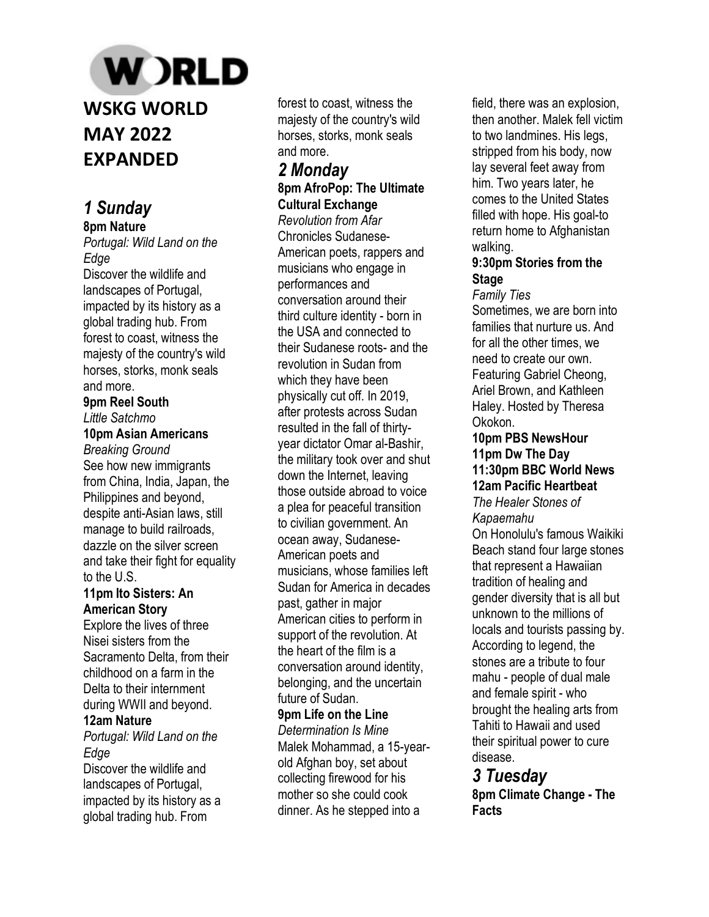# WORLD

# WSKG WORLD MAY 2022 EXPANDED

## *1 Sunday*

**8pm Nature**
*Portugal: Wild Land on the Edge*
Discover the wildlife and landscapes of Portugal, impacted by its history as a global trading hub. From forest to coast, witness the majesty of the country's wild horses, storks, monk seals and more.

**9pm Reel South**
*Little Satchmo*

**10pm Asian Americans**
*Breaking Ground*
See how new immigrants from China, India, Japan, the Philippines and beyond, despite anti-Asian laws, still manage to build railroads, dazzle on the silver screen and take their fight for equality to the U.S.

**11pm Ito Sisters: An American Story**
Explore the lives of three Nisei sisters from the Sacramento Delta, from their childhood on a farm in the Delta to their internment during WWII and beyond.

**12am Nature**
*Portugal: Wild Land on the Edge*
Discover the wildlife and landscapes of Portugal, impacted by its history as a global trading hub. From forest to coast, witness the majesty of the country's wild horses, storks, monk seals and more.

## *2 Monday*

**8pm AfroPop: The Ultimate Cultural Exchange**
*Revolution from Afar*
Chronicles Sudanese-American poets, rappers and musicians who engage in performances and conversation around their third culture identity - born in the USA and connected to their Sudanese roots- and the revolution in Sudan from which they have been physically cut off. In 2019, after protests across Sudan resulted in the fall of thirty-year dictator Omar al-Bashir, the military took over and shut down the Internet, leaving those outside abroad to voice a plea for peaceful transition to civilian government. An ocean away, Sudanese-American poets and musicians, whose families left Sudan for America in decades past, gather in major American cities to perform in support of the revolution. At the heart of the film is a conversation around identity, belonging, and the uncertain future of Sudan.

**9pm Life on the Line**
*Determination Is Mine*
Malek Mohammad, a 15-year-old Afghan boy, set about collecting firewood for his mother so she could cook dinner. As he stepped into a field, there was an explosion, then another. Malek fell victim to two landmines. His legs, stripped from his body, now lay several feet away from him. Two years later, he comes to the United States filled with hope. His goal-to return home to Afghanistan walking.

**9:30pm Stories from the Stage**
*Family Ties*
Sometimes, we are born into families that nurture us. And for all the other times, we need to create our own. Featuring Gabriel Cheong, Ariel Brown, and Kathleen Haley. Hosted by Theresa Okokon.

**10pm PBS NewsHour**

**11pm Dw The Day**

**11:30pm BBC World News**

**12am Pacific Heartbeat**
*The Healer Stones of Kapaemahu*
On Honolulu's famous Waikiki Beach stand four large stones that represent a Hawaiian tradition of healing and gender diversity that is all but unknown to the millions of locals and tourists passing by. According to legend, the stones are a tribute to four mahu - people of dual male and female spirit - who brought the healing arts from Tahiti to Hawaii and used their spiritual power to cure disease.

## *3 Tuesday*

**8pm Climate Change - The Facts**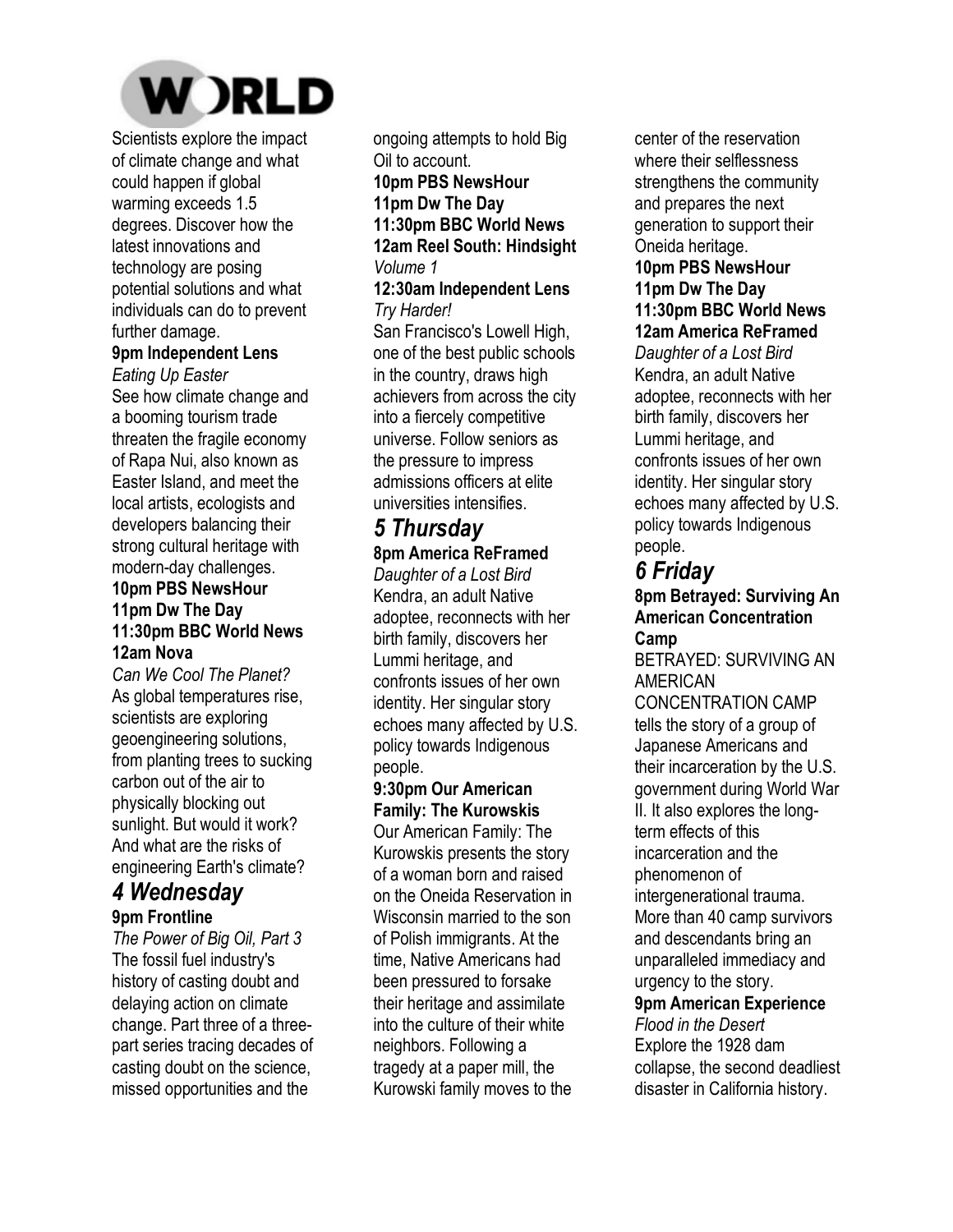# WORLD

Scientists explore the impact of climate change and what could happen if global warming exceeds 1.5 degrees. Discover how the latest innovations and technology are posing potential solutions and what individuals can do to prevent further damage.

**9pm Independent Lens**
*Eating Up Easter*
See how climate change and a booming tourism trade threaten the fragile economy of Rapa Nui, also known as Easter Island, and meet the local artists, ecologists and developers balancing their strong cultural heritage with modern-day challenges.

**10pm PBS NewsHour**
**11pm Dw The Day**
**11:30pm BBC World News**
**12am Nova**
*Can We Cool The Planet?*
As global temperatures rise, scientists are exploring geoengineering solutions, from planting trees to sucking carbon out of the air to physically blocking out sunlight. But would it work? And what are the risks of engineering Earth's climate?

## *4 Wednesday*

**9pm Frontline**
*The Power of Big Oil, Part 3*
The fossil fuel industry's history of casting doubt and delaying action on climate change. Part three of a three-part series tracing decades of casting doubt on the science, missed opportunities and the ongoing attempts to hold Big Oil to account.

**10pm PBS NewsHour**
**11pm Dw The Day**
**11:30pm BBC World News**
**12am Reel South: Hindsight**
*Volume 1*

**12:30am Independent Lens**
*Try Harder!*
San Francisco's Lowell High, one of the best public schools in the country, draws high achievers from across the city into a fiercely competitive universe. Follow seniors as the pressure to impress admissions officers at elite universities intensifies.

## *5 Thursday*

**8pm America ReFramed**
*Daughter of a Lost Bird*
Kendra, an adult Native adoptee, reconnects with her birth family, discovers her Lummi heritage, and confronts issues of her own identity. Her singular story echoes many affected by U.S. policy towards Indigenous people.

**9:30pm Our American Family: The Kurowskis**
Our American Family: The Kurowskis presents the story of a woman born and raised on the Oneida Reservation in Wisconsin married to the son of Polish immigrants. At the time, Native Americans had been pressured to forsake their heritage and assimilate into the culture of their white neighbors. Following a tragedy at a paper mill, the Kurowski family moves to the center of the reservation where their selflessness strengthens the community and prepares the next generation to support their Oneida heritage.

**10pm PBS NewsHour**
**11pm Dw The Day**
**11:30pm BBC World News**
**12am America ReFramed**
*Daughter of a Lost Bird*
Kendra, an adult Native adoptee, reconnects with her birth family, discovers her Lummi heritage, and confronts issues of her own identity. Her singular story echoes many affected by U.S. policy towards Indigenous people.

## *6 Friday*

**8pm Betrayed: Surviving An American Concentration Camp**
BETRAYED: SURVIVING AN AMERICAN CONCENTRATION CAMP tells the story of a group of Japanese Americans and their incarceration by the U.S. government during World War II. It also explores the long-term effects of this incarceration and the phenomenon of intergenerational trauma. More than 40 camp survivors and descendants bring an unparalleled immediacy and urgency to the story.

**9pm American Experience**
*Flood in the Desert*
Explore the 1928 dam collapse, the second deadliest disaster in California history.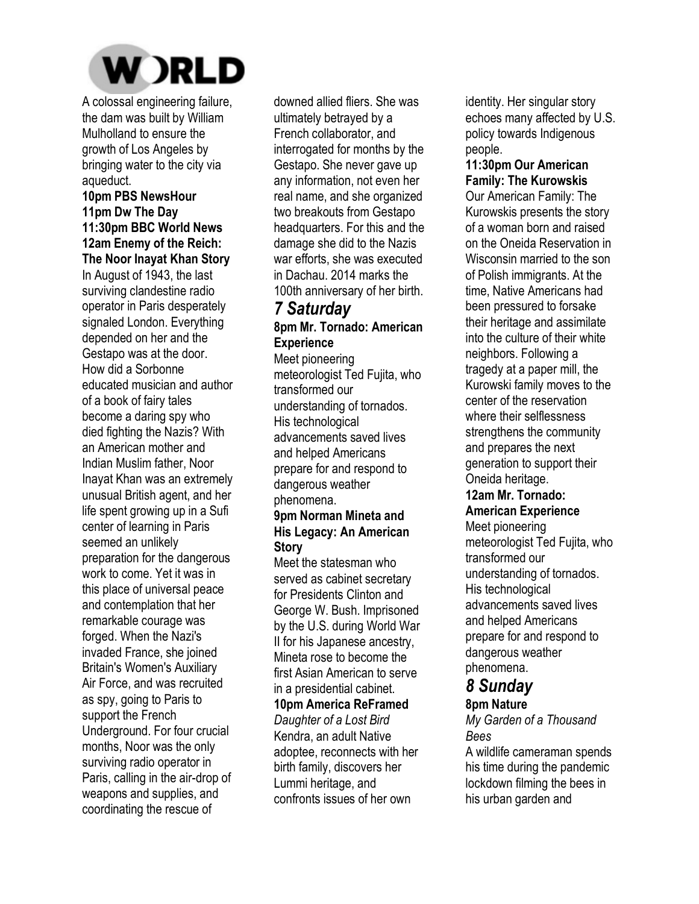A colossal engineering failure, the dam was built by William Mulholland to ensure the growth of Los Angeles by bringing water to the city via aqueduct.

**10pm PBS NewsHour**

**11pm Dw The Day**

**11:30pm BBC World News**

**12am Enemy of the Reich: The Noor Inayat Khan Story**

In August of 1943, the last surviving clandestine radio operator in Paris desperately signaled London. Everything depended on her and the Gestapo was at the door. How did a Sorbonne educated musician and author of a book of fairy tales become a daring spy who died fighting the Nazis? With an American mother and Indian Muslim father, Noor Inayat Khan was an extremely unusual British agent, and her life spent growing up in a Sufi center of learning in Paris seemed an unlikely preparation for the dangerous work to come. Yet it was in this place of universal peace and contemplation that her remarkable courage was forged. When the Nazi's invaded France, she joined Britain's Women's Auxiliary Air Force, and was recruited as spy, going to Paris to support the French Underground. For four crucial months, Noor was the only surviving radio operator in Paris, calling in the air-drop of weapons and supplies, and coordinating the rescue of downed allied fliers. She was ultimately betrayed by a French collaborator, and interrogated for months by the Gestapo. She never gave up any information, not even her real name, and she organized two breakouts from Gestapo headquarters. For this and the damage she did to the Nazis war efforts, she was executed in Dachau. 2014 marks the 100th anniversary of her birth.

## *7 Saturday*

**8pm Mr. Tornado: American Experience**

Meet pioneering meteorologist Ted Fujita, who transformed our understanding of tornados. His technological advancements saved lives and helped Americans prepare for and respond to dangerous weather phenomena.

**9pm Norman Mineta and His Legacy: An American Story**

Meet the statesman who served as cabinet secretary for Presidents Clinton and George W. Bush. Imprisoned by the U.S. during World War II for his Japanese ancestry, Mineta rose to become the first Asian American to serve in a presidential cabinet.

**10pm America ReFramed**

*Daughter of a Lost Bird*

Kendra, an adult Native adoptee, reconnects with her birth family, discovers her Lummi heritage, and confronts issues of her own identity. Her singular story echoes many affected by U.S. policy towards Indigenous people.

**11:30pm Our American Family: The Kurowskis**

Our American Family: The Kurowskis presents the story of a woman born and raised on the Oneida Reservation in Wisconsin married to the son of Polish immigrants. At the time, Native Americans had been pressured to forsake their heritage and assimilate into the culture of their white neighbors. Following a tragedy at a paper mill, the Kurowski family moves to the center of the reservation where their selflessness strengthens the community and prepares the next generation to support their Oneida heritage.

**12am Mr. Tornado: American Experience**

Meet pioneering meteorologist Ted Fujita, who transformed our understanding of tornados. His technological advancements saved lives and helped Americans prepare for and respond to dangerous weather phenomena.

## *8 Sunday*

**8pm Nature**

*My Garden of a Thousand Bees*

A wildlife cameraman spends his time during the pandemic lockdown filming the bees in his urban garden and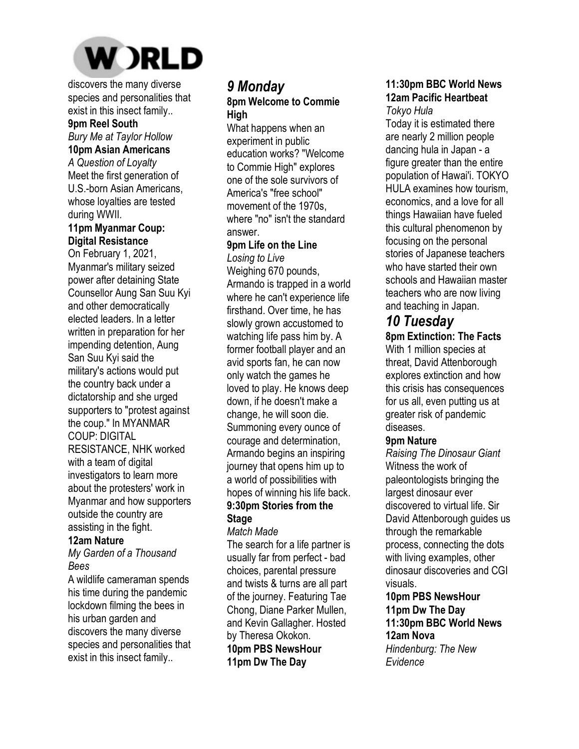# WORLD

discovers the many diverse species and personalities that exist in this insect family..

**9pm Reel South**
*Bury Me at Taylor Hollow*

**10pm Asian Americans**
*A Question of Loyalty*
Meet the first generation of U.S.-born Asian Americans, whose loyalties are tested during WWII.

**11pm Myanmar Coup: Digital Resistance**
On February 1, 2021, Myanmar's military seized power after detaining State Counsellor Aung San Suu Kyi and other democratically elected leaders. In a letter written in preparation for her impending detention, Aung San Suu Kyi said the military's actions would put the country back under a dictatorship and she urged supporters to "protest against the coup." In MYANMAR COUP: DIGITAL RESISTANCE, NHK worked with a team of digital investigators to learn more about the protesters' work in Myanmar and how supporters outside the country are assisting in the fight.

**12am Nature**
*My Garden of a Thousand Bees*
A wildlife cameraman spends his time during the pandemic lockdown filming the bees in his urban garden and discovers the many diverse species and personalities that exist in this insect family..

## *9 Monday*

**8pm Welcome to Commie High**
What happens when an experiment in public education works? "Welcome to Commie High" explores one of the sole survivors of America's "free school" movement of the 1970s, where "no" isn't the standard answer.

**9pm Life on the Line**
*Losing to Live*
Weighing 670 pounds, Armando is trapped in a world where he can't experience life firsthand. Over time, he has slowly grown accustomed to watching life pass him by. A former football player and an avid sports fan, he can now only watch the games he loved to play. He knows deep down, if he doesn't make a change, he will soon die. Summoning every ounce of courage and determination, Armando begins an inspiring journey that opens him up to a world of possibilities with hopes of winning his life back.

**9:30pm Stories from the Stage**
*Match Made*
The search for a life partner is usually far from perfect - bad choices, parental pressure and twists & turns are all part of the journey. Featuring Tae Chong, Diane Parker Mullen, and Kevin Gallagher. Hosted by Theresa Okokon.

**10pm PBS NewsHour**
**11pm Dw The Day**
**11:30pm BBC World News**
**12am Pacific Heartbeat**
*Tokyo Hula*
Today it is estimated there are nearly 2 million people dancing hula in Japan - a figure greater than the entire population of Hawai'i. TOKYO HULA examines how tourism, economics, and a love for all things Hawaiian have fueled this cultural phenomenon by focusing on the personal stories of Japanese teachers who have started their own schools and Hawaiian master teachers who are now living and teaching in Japan.

## *10 Tuesday*

**8pm Extinction: The Facts**
With 1 million species at threat, David Attenborough explores extinction and how this crisis has consequences for us all, even putting us at greater risk of pandemic diseases.

**9pm Nature**
*Raising The Dinosaur Giant*
Witness the work of paleontologists bringing the largest dinosaur ever discovered to virtual life. Sir David Attenborough guides us through the remarkable process, connecting the dots with living examples, other dinosaur discoveries and CGI visuals.

**10pm PBS NewsHour**
**11pm Dw The Day**
**11:30pm BBC World News**
**12am Nova**
*Hindenburg: The New Evidence*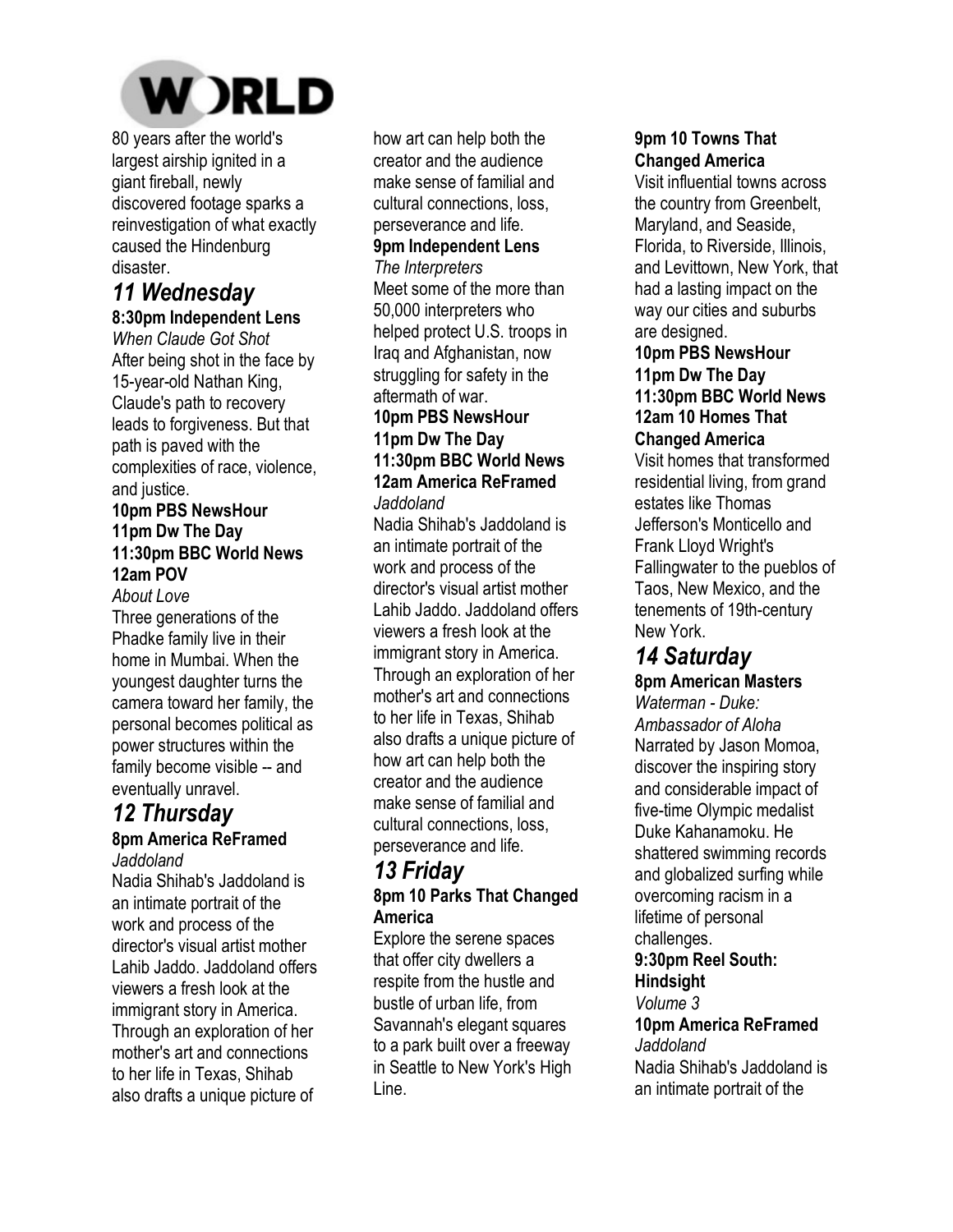# WORLD

80 years after the world's largest airship ignited in a giant fireball, newly discovered footage sparks a reinvestigation of what exactly caused the Hindenburg disaster.

## 11 Wednesday

**8:30pm Independent Lens**
*When Claude Got Shot*
After being shot in the face by 15-year-old Nathan King, Claude's path to recovery leads to forgiveness. But that path is paved with the complexities of race, violence, and justice.

**10pm PBS NewsHour**
**11pm Dw The Day**
**11:30pm BBC World News**
**12am POV**
*About Love*
Three generations of the Phadke family live in their home in Mumbai. When the youngest daughter turns the camera toward her family, the personal becomes political as power structures within the family become visible -- and eventually unravel.

## 12 Thursday

**8pm America ReFramed**
*Jaddoland*
Nadia Shihab's Jaddoland is an intimate portrait of the work and process of the director's visual artist mother Lahib Jaddo. Jaddoland offers viewers a fresh look at the immigrant story in America. Through an exploration of her mother's art and connections to her life in Texas, Shihab also drafts a unique picture of how art can help both the creator and the audience make sense of familial and cultural connections, loss, perseverance and life.

**9pm Independent Lens**
*The Interpreters*
Meet some of the more than 50,000 interpreters who helped protect U.S. troops in Iraq and Afghanistan, now struggling for safety in the aftermath of war.

**10pm PBS NewsHour**
**11pm Dw The Day**
**11:30pm BBC World News**
**12am America ReFramed**
*Jaddoland*
Nadia Shihab's Jaddoland is an intimate portrait of the work and process of the director's visual artist mother Lahib Jaddo. Jaddoland offers viewers a fresh look at the immigrant story in America. Through an exploration of her mother's art and connections to her life in Texas, Shihab also drafts a unique picture of how art can help both the creator and the audience make sense of familial and cultural connections, loss, perseverance and life.

## 13 Friday

**8pm 10 Parks That Changed America**
Explore the serene spaces that offer city dwellers a respite from the hustle and bustle of urban life, from Savannah's elegant squares to a park built over a freeway in Seattle to New York's High Line.

**9pm 10 Towns That Changed America**
Visit influential towns across the country from Greenbelt, Maryland, and Seaside, Florida, to Riverside, Illinois, and Levittown, New York, that had a lasting impact on the way our cities and suburbs are designed.

**10pm PBS NewsHour**
**11pm Dw The Day**
**11:30pm BBC World News**
**12am 10 Homes That Changed America**
Visit homes that transformed residential living, from grand estates like Thomas Jefferson's Monticello and Frank Lloyd Wright's Fallingwater to the pueblos of Taos, New Mexico, and the tenements of 19th-century New York.

## 14 Saturday

**8pm American Masters**
*Waterman - Duke: Ambassador of Aloha*
Narrated by Jason Momoa, discover the inspiring story and considerable impact of five-time Olympic medalist Duke Kahanamoku. He shattered swimming records and globalized surfing while overcoming racism in a lifetime of personal challenges.

**9:30pm Reel South: Hindsight**
*Volume 3*

**10pm America ReFramed**
*Jaddoland*
Nadia Shihab's Jaddoland is an intimate portrait of the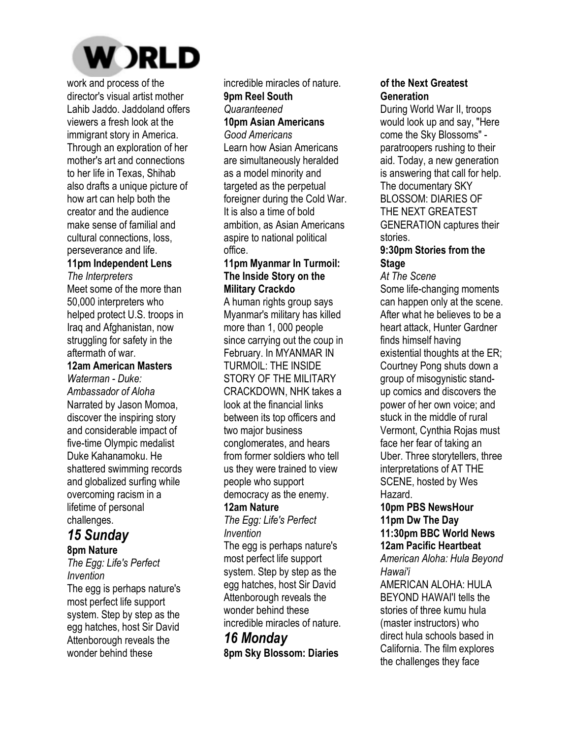work and process of the director's visual artist mother Lahib Jaddo. Jaddoland offers viewers a fresh look at the immigrant story in America. Through an exploration of her mother's art and connections to her life in Texas, Shihab also drafts a unique picture of how art can help both the creator and the audience make sense of familial and cultural connections, loss, perseverance and life.

**11pm Independent Lens**
*The Interpreters*
Meet some of the more than 50,000 interpreters who helped protect U.S. troops in Iraq and Afghanistan, now struggling for safety in the aftermath of war.

**12am American Masters**
*Waterman - Duke: Ambassador of Aloha*
Narrated by Jason Momoa, discover the inspiring story and considerable impact of five-time Olympic medalist Duke Kahanamoku. He shattered swimming records and globalized surfing while overcoming racism in a lifetime of personal challenges.

## *15 Sunday*

**8pm Nature**
*The Egg: Life's Perfect Invention*
The egg is perhaps nature's most perfect life support system. Step by step as the egg hatches, host Sir David Attenborough reveals the wonder behind these incredible miracles of nature.

**9pm Reel South**
*Quaranteened*

**10pm Asian Americans**
*Good Americans*
Learn how Asian Americans are simultaneously heralded as a model minority and targeted as the perpetual foreigner during the Cold War. It is also a time of bold ambition, as Asian Americans aspire to national political office.

**11pm Myanmar In Turmoil: The Inside Story on the Military Crackdo**
A human rights group says Myanmar's military has killed more than 1, 000 people since carrying out the coup in February. In MYANMAR IN TURMOIL: THE INSIDE STORY OF THE MILITARY CRACKDOWN, NHK takes a look at the financial links between its top officers and two major business conglomerates, and hears from former soldiers who tell us they were trained to view people who support democracy as the enemy.

**12am Nature**
*The Egg: Life's Perfect Invention*
The egg is perhaps nature's most perfect life support system. Step by step as the egg hatches, host Sir David Attenborough reveals the wonder behind these incredible miracles of nature.

## *16 Monday*

**8pm Sky Blossom: Diaries of the Next Greatest Generation**
During World War II, troops would look up and say, "Here come the Sky Blossoms" - paratroopers rushing to their aid. Today, a new generation is answering that call for help. The documentary SKY BLOSSOM: DIARIES OF THE NEXT GREATEST GENERATION captures their stories.

**9:30pm Stories from the Stage**
*At The Scene*
Some life-changing moments can happen only at the scene. After what he believes to be a heart attack, Hunter Gardner finds himself having existential thoughts at the ER; Courtney Pong shuts down a group of misogynistic stand-up comics and discovers the power of her own voice; and stuck in the middle of rural Vermont, Cynthia Rojas must face her fear of taking an Uber. Three storytellers, three interpretations of AT THE SCENE, hosted by Wes Hazard.

**10pm PBS NewsHour**

**11pm Dw The Day**

**11:30pm BBC World News**

**12am Pacific Heartbeat**
*American Aloha: Hula Beyond Hawai'i*
AMERICAN ALOHA: HULA BEYOND HAWAI'I tells the stories of three kumu hula (master instructors) who direct hula schools based in California. The film explores the challenges they face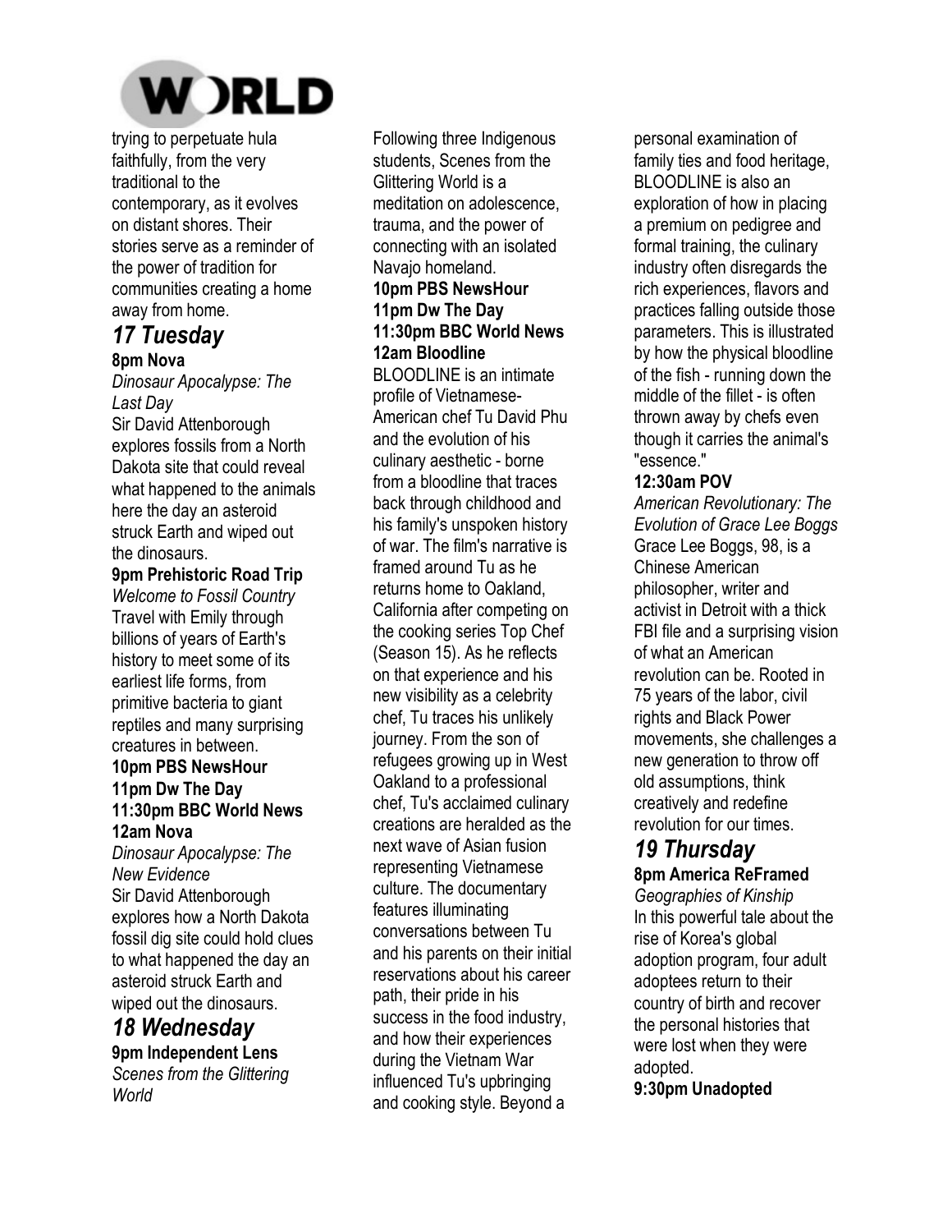trying to perpetuate hula faithfully, from the very traditional to the contemporary, as it evolves on distant shores. Their stories serve as a reminder of the power of tradition for communities creating a home away from home.

## *17 Tuesday*

**8pm Nova**

*Dinosaur Apocalypse: The Last Day*

Sir David Attenborough explores fossils from a North Dakota site that could reveal what happened to the animals here the day an asteroid struck Earth and wiped out the dinosaurs.

**9pm Prehistoric Road Trip**

*Welcome to Fossil Country*

Travel with Emily through billions of years of Earth's history to meet some of its earliest life forms, from primitive bacteria to giant reptiles and many surprising creatures in between.

**10pm PBS NewsHour**

**11pm Dw The Day**

**11:30pm BBC World News**

**12am Nova**

*Dinosaur Apocalypse: The New Evidence*

Sir David Attenborough explores how a North Dakota fossil dig site could hold clues to what happened the day an asteroid struck Earth and wiped out the dinosaurs.

## *18 Wednesday*

**9pm Independent Lens**

*Scenes from the Glittering World*

Following three Indigenous students, Scenes from the Glittering World is a meditation on adolescence, trauma, and the power of connecting with an isolated Navajo homeland.

**10pm PBS NewsHour**

**11pm Dw The Day**

**11:30pm BBC World News**

**12am Bloodline**

BLOODLINE is an intimate profile of Vietnamese-American chef Tu David Phu and the evolution of his culinary aesthetic - borne from a bloodline that traces back through childhood and his family's unspoken history of war. The film's narrative is framed around Tu as he returns home to Oakland, California after competing on the cooking series Top Chef (Season 15). As he reflects on that experience and his new visibility as a celebrity chef, Tu traces his unlikely journey. From the son of refugees growing up in West Oakland to a professional chef, Tu's acclaimed culinary creations are heralded as the next wave of Asian fusion representing Vietnamese culture. The documentary features illuminating conversations between Tu and his parents on their initial reservations about his career path, their pride in his success in the food industry, and how their experiences during the Vietnam War influenced Tu's upbringing and cooking style. Beyond a personal examination of family ties and food heritage, BLOODLINE is also an exploration of how in placing a premium on pedigree and formal training, the culinary industry often disregards the rich experiences, flavors and practices falling outside those parameters. This is illustrated by how the physical bloodline of the fish - running down the middle of the fillet - is often thrown away by chefs even though it carries the animal's "essence."

**12:30am POV**

*American Revolutionary: The Evolution of Grace Lee Boggs*

Grace Lee Boggs, 98, is a Chinese American philosopher, writer and activist in Detroit with a thick FBI file and a surprising vision of what an American revolution can be. Rooted in 75 years of the labor, civil rights and Black Power movements, she challenges a new generation to throw off old assumptions, think creatively and redefine revolution for our times.

## *19 Thursday*

**8pm America ReFramed**

*Geographies of Kinship*

In this powerful tale about the rise of Korea's global adoption program, four adult adoptees return to their country of birth and recover the personal histories that were lost when they were adopted.

**9:30pm Unadopted**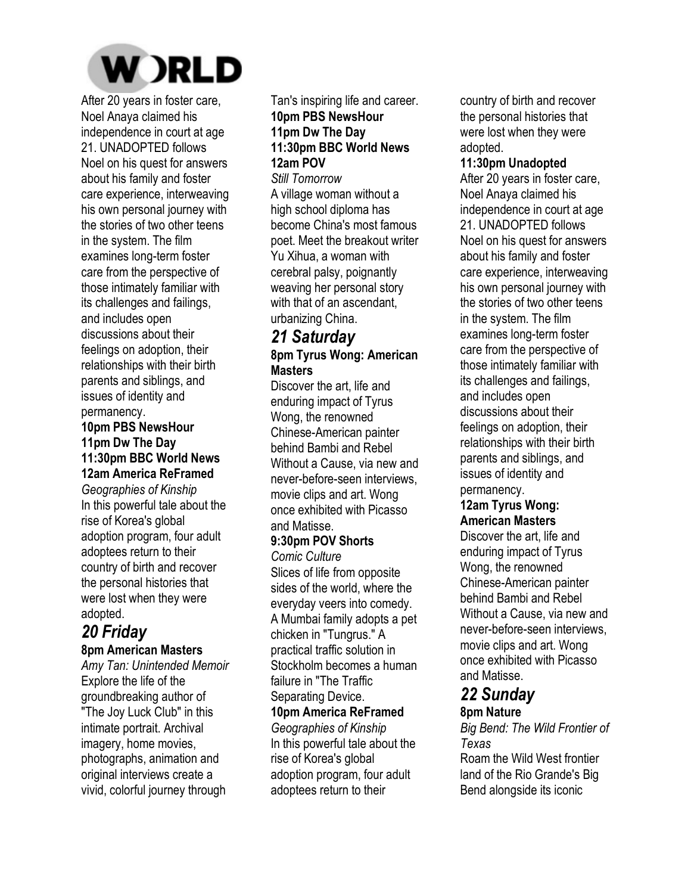# WORLD

After 20 years in foster care, Noel Anaya claimed his independence in court at age 21. UNADOPTED follows Noel on his quest for answers about his family and foster care experience, interweaving his own personal journey with the stories of two other teens in the system. The film examines long-term foster care from the perspective of those intimately familiar with its challenges and failings, and includes open discussions about their feelings on adoption, their relationships with their birth parents and siblings, and issues of identity and permanency.

**10pm PBS NewsHour**
**11pm Dw The Day**
**11:30pm BBC World News**
**12am America ReFramed**

*Geographies of Kinship*
In this powerful tale about the rise of Korea's global adoption program, four adult adoptees return to their country of birth and recover the personal histories that were lost when they were adopted.

## *20 Friday*

**8pm American Masters**

*Amy Tan: Unintended Memoir*
Explore the life of the groundbreaking author of "The Joy Luck Club" in this intimate portrait. Archival imagery, home movies, photographs, animation and original interviews create a vivid, colorful journey through Tan's inspiring life and career.

**10pm PBS NewsHour**
**11pm Dw The Day**
**11:30pm BBC World News**
**12am POV**

*Still Tomorrow*
A village woman without a high school diploma has become China's most famous poet. Meet the breakout writer Yu Xihua, a woman with cerebral palsy, poignantly weaving her personal story with that of an ascendant, urbanizing China.

## *21 Saturday*

**8pm Tyrus Wong: American Masters**

Discover the art, life and enduring impact of Tyrus Wong, the renowned Chinese-American painter behind Bambi and Rebel Without a Cause, via new and never-before-seen interviews, movie clips and art. Wong once exhibited with Picasso and Matisse.

**9:30pm POV Shorts**

*Comic Culture*
Slices of life from opposite sides of the world, where the everyday veers into comedy. A Mumbai family adopts a pet chicken in "Tungrus." A practical traffic solution in Stockholm becomes a human failure in "The Traffic Separating Device.

**10pm America ReFramed**

*Geographies of Kinship*
In this powerful tale about the rise of Korea's global adoption program, four adult adoptees return to their country of birth and recover the personal histories that were lost when they were adopted.

**11:30pm Unadopted**

After 20 years in foster care, Noel Anaya claimed his independence in court at age 21. UNADOPTED follows Noel on his quest for answers about his family and foster care experience, interweaving his own personal journey with the stories of two other teens in the system. The film examines long-term foster care from the perspective of those intimately familiar with its challenges and failings, and includes open discussions about their feelings on adoption, their relationships with their birth parents and siblings, and issues of identity and permanency.

**12am Tyrus Wong: American Masters**

Discover the art, life and enduring impact of Tyrus Wong, the renowned Chinese-American painter behind Bambi and Rebel Without a Cause, via new and never-before-seen interviews, movie clips and art. Wong once exhibited with Picasso and Matisse.

## *22 Sunday*

**8pm Nature**

*Big Bend: The Wild Frontier of Texas*
Roam the Wild West frontier land of the Rio Grande's Big Bend alongside its iconic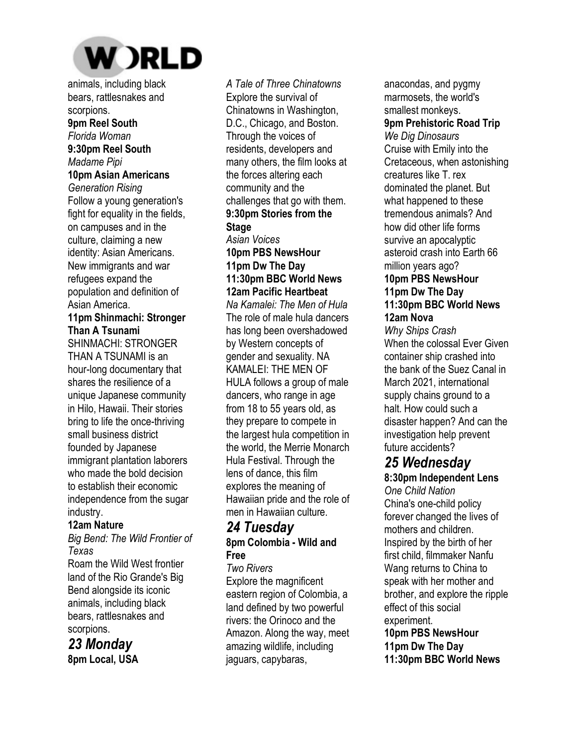animals, including black bears, rattlesnakes and scorpions.

**9pm Reel South**
*Florida Woman*

**9:30pm Reel South**
*Madame Pipi*

**10pm Asian Americans**
*Generation Rising*
Follow a young generation's fight for equality in the fields, on campuses and in the culture, claiming a new identity: Asian Americans. New immigrants and war refugees expand the population and definition of Asian America.

**11pm Shinmachi: Stronger Than A Tsunami**
SHINMACHI: STRONGER THAN A TSUNAMI is an hour-long documentary that shares the resilience of a unique Japanese community in Hilo, Hawaii. Their stories bring to life the once-thriving small business district founded by Japanese immigrant plantation laborers who made the bold decision to establish their economic independence from the sugar industry.

**12am Nature**
*Big Bend: The Wild Frontier of Texas*
Roam the Wild West frontier land of the Rio Grande's Big Bend alongside its iconic animals, including black bears, rattlesnakes and scorpions.

## *23 Monday*

**8pm Local, USA**
*A Tale of Three Chinatowns*
Explore the survival of Chinatowns in Washington, D.C., Chicago, and Boston. Through the voices of residents, developers and many others, the film looks at the forces altering each community and the challenges that go with them.

**9:30pm Stories from the Stage**
*Asian Voices*

**10pm PBS NewsHour**

**11pm Dw The Day**

**11:30pm BBC World News**

**12am Pacific Heartbeat**
*Na Kamalei: The Men of Hula*
The role of male hula dancers has long been overshadowed by Western concepts of gender and sexuality. NA KAMALEI: THE MEN OF HULA follows a group of male dancers, who range in age from 18 to 55 years old, as they prepare to compete in the largest hula competition in the world, the Merrie Monarch Hula Festival. Through the lens of dance, this film explores the meaning of Hawaiian pride and the role of men in Hawaiian culture.

## *24 Tuesday*

**8pm Colombia - Wild and Free**
*Two Rivers*
Explore the magnificent eastern region of Colombia, a land defined by two powerful rivers: the Orinoco and the Amazon. Along the way, meet amazing wildlife, including jaguars, capybaras, anacondas, and pygmy marmosets, the world's smallest monkeys.

**9pm Prehistoric Road Trip**
*We Dig Dinosaurs*
Cruise with Emily into the Cretaceous, when astonishing creatures like T. rex dominated the planet. But what happened to these tremendous animals? And how did other life forms survive an apocalyptic asteroid crash into Earth 66 million years ago?

**10pm PBS NewsHour**

**11pm Dw The Day**

**11:30pm BBC World News**

**12am Nova**
*Why Ships Crash*
When the colossal Ever Given container ship crashed into the bank of the Suez Canal in March 2021, international supply chains ground to a halt. How could such a disaster happen? And can the investigation help prevent future accidents?

## *25 Wednesday*

**8:30pm Independent Lens**
*One Child Nation*
China's one-child policy forever changed the lives of mothers and children. Inspired by the birth of her first child, filmmaker Nanfu Wang returns to China to speak with her mother and brother, and explore the ripple effect of this social experiment.

**10pm PBS NewsHour**

**11pm Dw The Day**

**11:30pm BBC World News**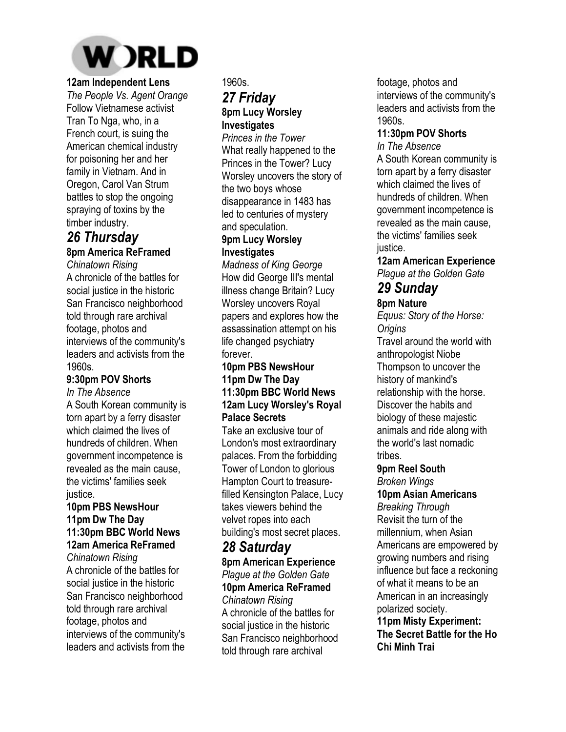# WORLD

**12am Independent Lens**
*The People Vs. Agent Orange*
Follow Vietnamese activist Tran To Nga, who, in a French court, is suing the American chemical industry for poisoning her and her family in Vietnam. And in Oregon, Carol Van Strum battles to stop the ongoing spraying of toxins by the timber industry.

## *26 Thursday*

**8pm America ReFramed**
*Chinatown Rising*
A chronicle of the battles for social justice in the historic San Francisco neighborhood told through rare archival footage, photos and interviews of the community's leaders and activists from the 1960s.

**9:30pm POV Shorts**
*In The Absence*
A South Korean community is torn apart by a ferry disaster which claimed the lives of hundreds of children. When government incompetence is revealed as the main cause, the victims' families seek justice.

**10pm PBS NewsHour**

**11pm Dw The Day**

**11:30pm BBC World News**

**12am America ReFramed**
*Chinatown Rising*
A chronicle of the battles for social justice in the historic San Francisco neighborhood told through rare archival footage, photos and interviews of the community's leaders and activists from the 1960s.

## *27 Friday*

**8pm Lucy Worsley Investigates**
*Princes in the Tower*
What really happened to the Princes in the Tower? Lucy Worsley uncovers the story of the two boys whose disappearance in 1483 has led to centuries of mystery and speculation.

**9pm Lucy Worsley Investigates**
*Madness of King George*
How did George III's mental illness change Britain? Lucy Worsley uncovers Royal papers and explores how the assassination attempt on his life changed psychiatry forever.

**10pm PBS NewsHour**

**11pm Dw The Day**

**11:30pm BBC World News**

**12am Lucy Worsley's Royal Palace Secrets**
Take an exclusive tour of London's most extraordinary palaces. From the forbidding Tower of London to glorious Hampton Court to treasure-filled Kensington Palace, Lucy takes viewers behind the velvet ropes into each building's most secret places.

## *28 Saturday*

**8pm American Experience**
*Plague at the Golden Gate*

**10pm America ReFramed**
*Chinatown Rising*
A chronicle of the battles for social justice in the historic San Francisco neighborhood told through rare archival footage, photos and interviews of the community's leaders and activists from the 1960s.

**11:30pm POV Shorts**
*In The Absence*
A South Korean community is torn apart by a ferry disaster which claimed the lives of hundreds of children. When government incompetence is revealed as the main cause, the victims' families seek justice.

**12am American Experience**
*Plague at the Golden Gate*

## *29 Sunday*

**8pm Nature**
*Equus: Story of the Horse: Origins*
Travel around the world with anthropologist Niobe Thompson to uncover the history of mankind's relationship with the horse. Discover the habits and biology of these majestic animals and ride along with the world's last nomadic tribes.

**9pm Reel South**
*Broken Wings*

**10pm Asian Americans**
*Breaking Through*
Revisit the turn of the millennium, when Asian Americans are empowered by growing numbers and rising influence but face a reckoning of what it means to be an American in an increasingly polarized society.

**11pm Misty Experiment: The Secret Battle for the Ho Chi Minh Trai**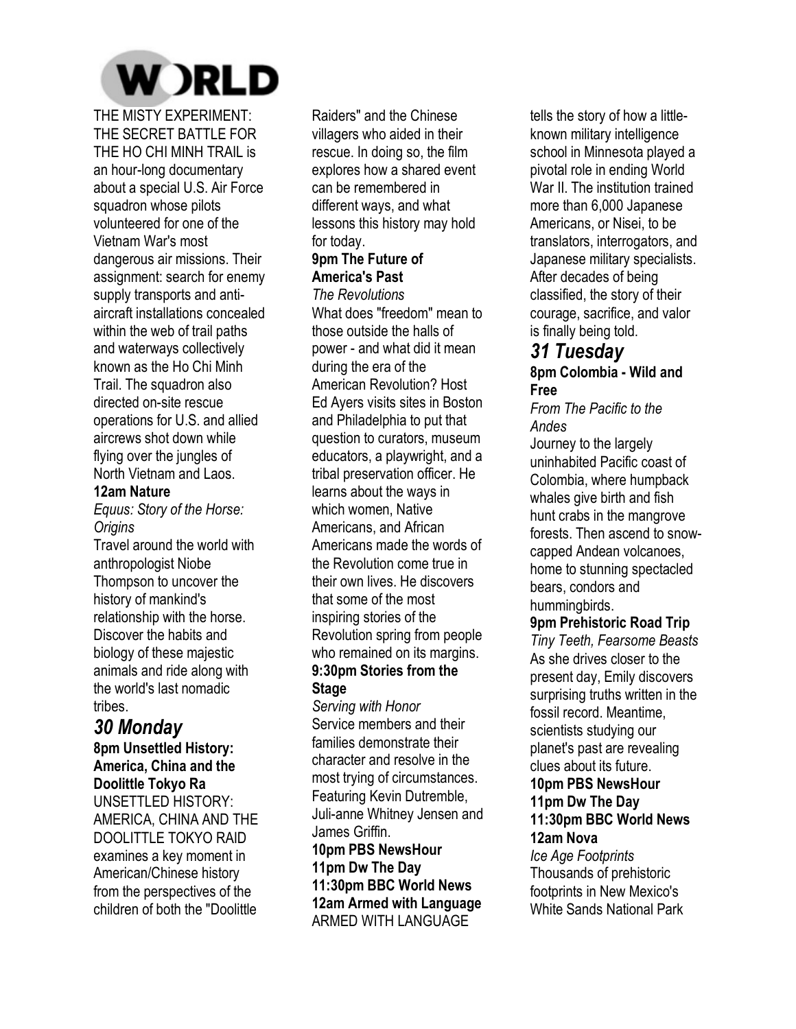# WORLD

THE MISTY EXPERIMENT: THE SECRET BATTLE FOR THE HO CHI MINH TRAIL is an hour-long documentary about a special U.S. Air Force squadron whose pilots volunteered for one of the Vietnam War's most dangerous air missions. Their assignment: search for enemy supply transports and anti-aircraft installations concealed within the web of trail paths and waterways collectively known as the Ho Chi Minh Trail. The squadron also directed on-site rescue operations for U.S. and allied aircrews shot down while flying over the jungles of North Vietnam and Laos.

**12am Nature**

*Equus: Story of the Horse: Origins*

Travel around the world with anthropologist Niobe Thompson to uncover the history of mankind's relationship with the horse. Discover the habits and biology of these majestic animals and ride along with the world's last nomadic tribes.

## *30 Monday*

**8pm Unsettled History: America, China and the Doolittle Tokyo Ra**

UNSETTLED HISTORY: AMERICA, CHINA AND THE DOOLITTLE TOKYO RAID examines a key moment in American/Chinese history from the perspectives of the children of both the "Doolittle Raiders" and the Chinese villagers who aided in their rescue. In doing so, the film explores how a shared event can be remembered in different ways, and what lessons this history may hold for today.

**9pm The Future of America's Past**

*The Revolutions*

What does "freedom" mean to those outside the halls of power - and what did it mean during the era of the American Revolution? Host Ed Ayers visits sites in Boston and Philadelphia to put that question to curators, museum educators, a playwright, and a tribal preservation officer. He learns about the ways in which women, Native Americans, and African Americans made the words of the Revolution come true in their own lives. He discovers that some of the most inspiring stories of the Revolution spring from people who remained on its margins.

**9:30pm Stories from the Stage**

*Serving with Honor*

Service members and their families demonstrate their character and resolve in the most trying of circumstances. Featuring Kevin Dutremble, Juli-anne Whitney Jensen and James Griffin.

**10pm PBS NewsHour**

**11pm Dw The Day**

**11:30pm BBC World News**

**12am Armed with Language**

ARMED WITH LANGUAGE tells the story of how a little-known military intelligence school in Minnesota played a pivotal role in ending World War II. The institution trained more than 6,000 Japanese Americans, or Nisei, to be translators, interrogators, and Japanese military specialists. After decades of being classified, the story of their courage, sacrifice, and valor is finally being told.

## *31 Tuesday*

**8pm Colombia - Wild and Free**

*From The Pacific to the Andes*

Journey to the largely uninhabited Pacific coast of Colombia, where humpback whales give birth and fish hunt crabs in the mangrove forests. Then ascend to snow-capped Andean volcanoes, home to stunning spectacled bears, condors and hummingbirds.

**9pm Prehistoric Road Trip**

*Tiny Teeth, Fearsome Beasts*

As she drives closer to the present day, Emily discovers surprising truths written in the fossil record. Meantime, scientists studying our planet's past are revealing clues about its future.

**10pm PBS NewsHour**

**11pm Dw The Day**

**11:30pm BBC World News**

**12am Nova**

*Ice Age Footprints*

Thousands of prehistoric footprints in New Mexico's White Sands National Park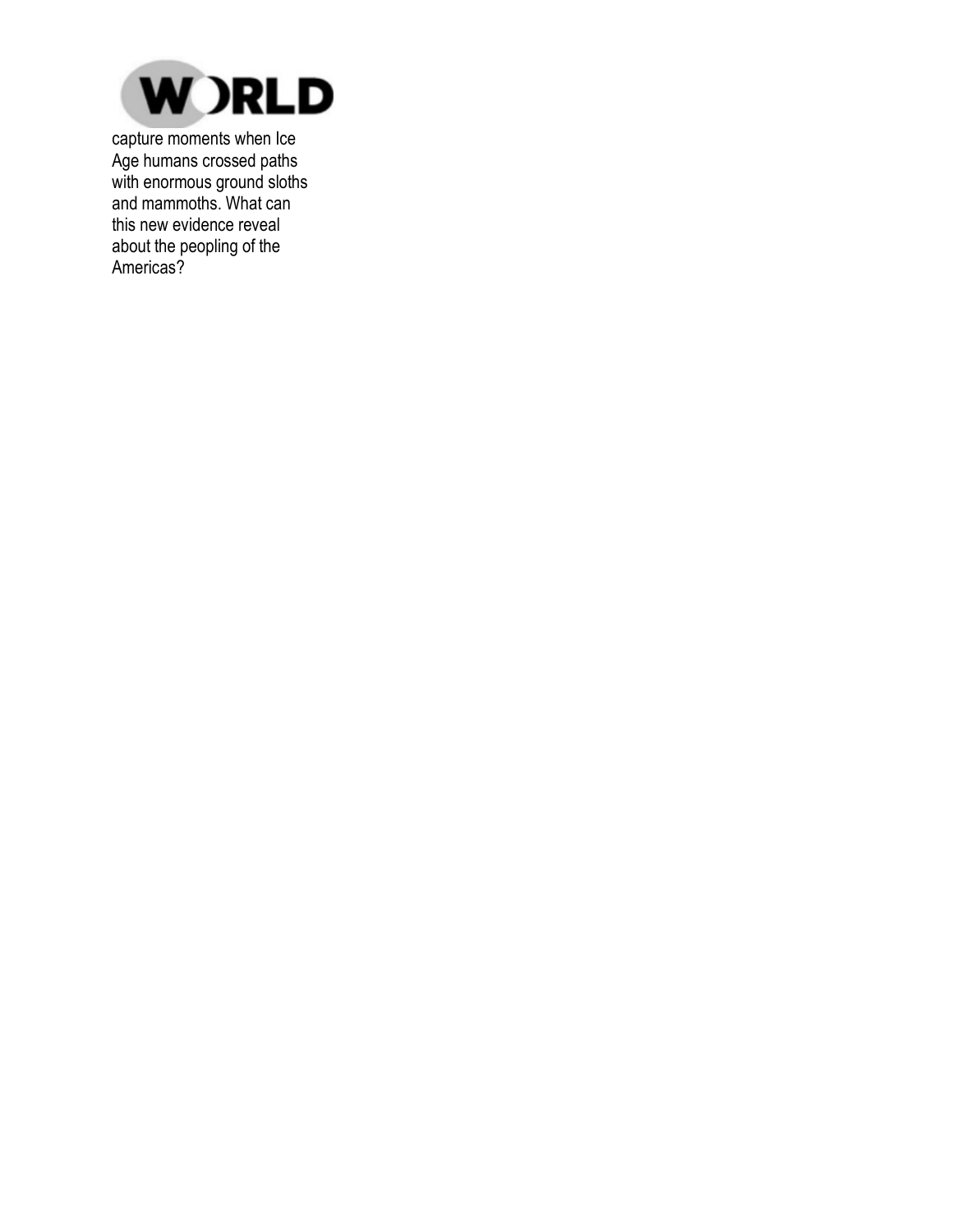capture moments when Ice Age humans crossed paths with enormous ground sloths and mammoths. What can this new evidence reveal about the peopling of the Americas?